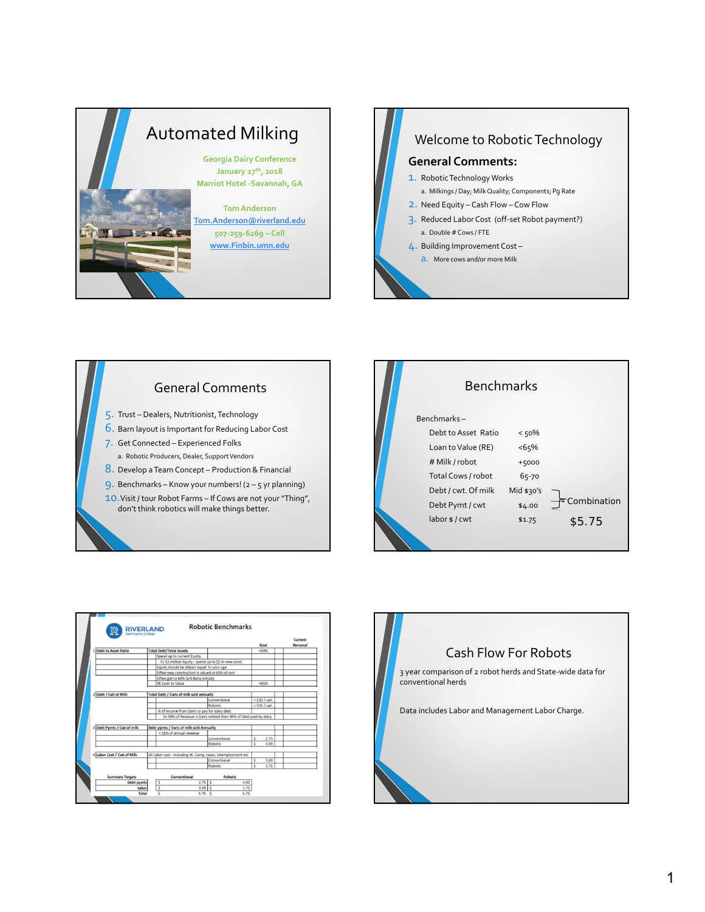# Automated Milking

Georgia Dairy Conference
January 17th, 2018
Marriot Hotel -Savannah, GA

Tom Anderson
Tom.Anderson@riverland.edu
507-259-6269 – Cell
www.Finbin.umn.edu

---

## Welcome to Robotic Technology

**General Comments:**

1. Robotic Technology Works
   a. Milkings / Day; Milk Quality; Components; Pg Rate
2. Need Equity – Cash Flow – Cow Flow
3. Reduced Labor Cost (off-set Robot payment?)
   a. Double # Cows / FTE
4. Building Improvement Cost –
   a. More cows and/or more Milk

---

## General Comments

5. Trust – Dealers, Nutritionist, Technology
6. Barn layout is Important for Reducing Labor Cost
7. Get Connected – Experienced Folks
   a. Robotic Producers, Dealer, Support Vendors
8. Develop a Team Concept – Production & Financial
9. Benchmarks – Know your numbers! (2 – 5 yr planning)
10. Visit / tour Robot Farms – If Cows are not your "Thing", don't think robotics will make things better.

---

## Benchmarks

Benchmarks –

| | |
|---|---|
| Debt to Asset Ratio | < 50% |
| Loan to Value (RE) | <65% |
| # Milk / robot | +5000 |
| Total Cows / robot | 65-70 |
| Debt / cwt. Of milk | Mid $30's |
| Debt Pymt / cwt | $4.00 |
| labor $ / cwt | $1.75 |

Combination $5.75

---

## RIVERLAND Community College — Robotic Benchmarks

| | | | Goal | Current Personal |
|---|---|---|---|---|
| 1 Debt to Asset Ratio | Total Debt/Total Assets | | <50% | |
| | Spend up to current Equity | | | |
| | Ex $2 million Equity - spend up to $2 in new const. | | | |
| | Equity should be atleast equal to your age | | | |
| | Often new construction is valued at 65% of cost | | | |
| | Often get to 60% D/A Ratio initially | | | |
| | RE Loan to Value | | <65% | |
| 2 Debt / Cwt of Milk | Total Debt / Cwts of milk sold annually | | | |
| | | Conventional | <$20 / cwt. | |
| | | Robotic | <$35 / cwt. | |
| | % of income from Dairy to pay for dairy debt | | | |
| | Ex 90% of Revenue is Dairy related then 90% of Debt paid by dairy | | | |
| 3 Debt Pymts / Cwt of milk | Debt pymts / Cwts of milk sold Annually | | | |
| | <15% of annual revenue | | | |
| | | Conventional | $ 2.75 | |
| | | Robotic | $ 4.00 | |
| 4 Labor Cost / Cwt of Milk | All Labor cost - Including W. Comp, taxes, Unemployment etc | | | |
| | | Conventional | $ 3.00 | |
| | | Robotic | $ 1.75 | |

| Summary Targets | Conventional | Robotic |
|---|---|---|
| Debt pymts | $ 2.75 | $ 4.00 |
| Labor | $ 3.00 | $ 1.75 |
| Total | $ 5.75 | $ 5.75 |

---

## Cash Flow For Robots

3 year comparison of 2 robot herds and State-wide data for conventional herds

Data includes Labor and Management Labor Charge.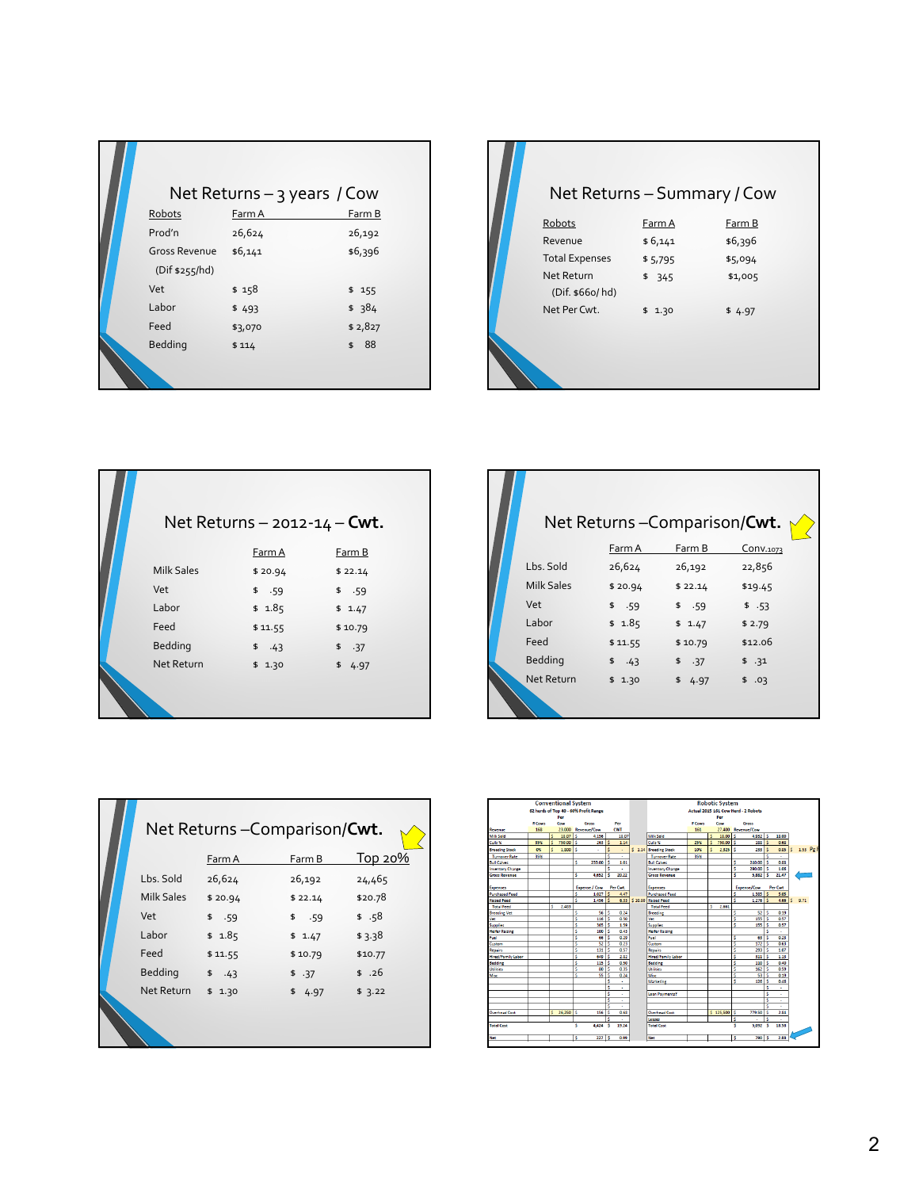## Net Returns – 3 years / Cow

| Robots | Farm A | Farm B |
|---|---|---|
| Prod'n | 26,624 | 26,192 |
| Gross Revenue | $6,141 | $6,396 |
| (Dif $255/hd) | | |
| Vet | $ 158 | $ 155 |
| Labor | $ 493 | $ 384 |
| Feed | $3,070 | $ 2,827 |
| Bedding | $ 114 | $ 88 |

## Net Returns – Summary / Cow

| Robots | Farm A | Farm B |
|---|---|---|
| Revenue | $ 6,141 | $6,396 |
| Total Expenses | $ 5,795 | $5,094 |
| Net Return | $ 345 | $1,005 |
| (Dif. $660/ hd) | | |
| Net Per Cwt. | $ 1.30 | $ 4.97 |

## Net Returns – 2012-14 – **Cwt.**

| | Farm A | Farm B |
|---|---|---|
| Milk Sales | $ 20.94 | $ 22.14 |
| Vet | $ .59 | $ .59 |
| Labor | $ 1.85 | $ 1.47 |
| Feed | $ 11.55 | $ 10.79 |
| Bedding | $ .43 | $ .37 |
| Net Return | $ 1.30 | $ 4.97 |

## Net Returns –Comparison/**Cwt.**

| | Farm A | Farm B | Conv.1073 |
|---|---|---|---|
| Lbs. Sold | 26,624 | 26,192 | 22,856 |
| Milk Sales | $ 20.94 | $ 22.14 | $19.45 |
| Vet | $ .59 | $ .59 | $ .53 |
| Labor | $ 1.85 | $ 1.47 | $ 2.79 |
| Feed | $ 11.55 | $ 10.79 | $12.06 |
| Bedding | $ .43 | $ .37 | $ .31 |
| Net Return | $ 1.30 | $ 4.97 | $ .03 |

## Net Returns –Comparison/**Cwt.**

| | Farm A | Farm B | Top 20% |
|---|---|---|---|
| Lbs. Sold | 26,624 | 26,192 | 24,465 |
| Milk Sales | $ 20.94 | $ 22.14 | $20.78 |
| Vet | $ .59 | $ .59 | $ .58 |
| Labor | $ 1.85 | $ 1.47 | $ 3.38 |
| Feed | $ 11.55 | $ 10.79 | $10.77 |
| Bedding | $ .43 | $ .37 | $ .26 |
| Net Return | $ 1.30 | $ 4.97 | $ 3.22 |

**Conventional System** — 62 herds of Top 40 – 60% Profit Range

**Robotic System** — Actual 2015 161 Cow Herd - 2 Robots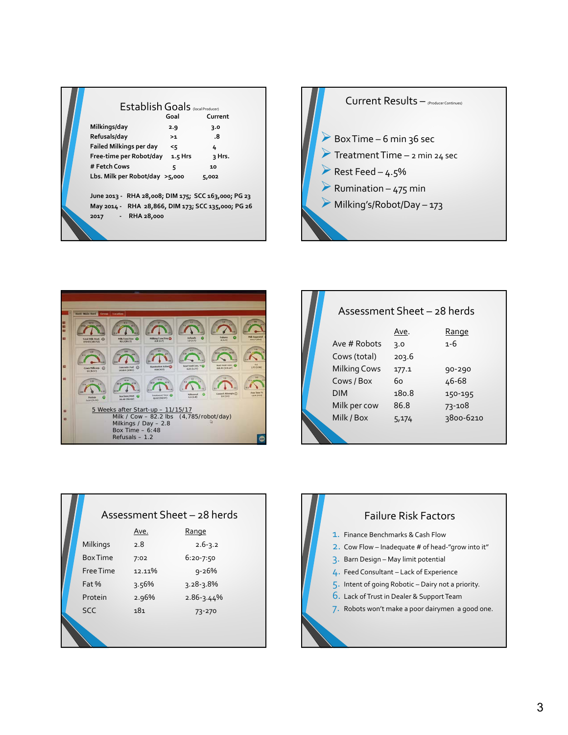## Establish Goals (local Producer)

| | Goal | Current |
|---|---|---|
| Milkings/day | 2.9 | 3.0 |
| Refusals/day | >1 | .8 |
| Failed Milkings per day | <5 | 4 |
| Free-time per Robot/day | 1.5 Hrs | 3 Hrs. |
| # Fetch Cows | 5 | 10 |
| Lbs. Milk per Robot/day | >5,000 | 5,002 |

June 2013 - RHA 28,008; DIM 175; SCC 163,000; PG 23
May 2014 - RHA 28,866, DIM 173; SCC 135,000; PG 26
2017 - RHA 28,000

## Current Results – (Producer Continues)

- Box Time – 6 min 36 sec
- Treatment Time – 2 min 24 sec
- Rest Feed – 4.5%
- Rumination – 475 min
- Milking's/Robot/Day – 173

5 Weeks after Start-up – 11/15/17
Milk / Cow – 82.2 lbs (4,785/robot/day)
Milkings / Day – 2.8
Box Time – 6:48
Refusals – 1.2

## Assessment Sheet – 28 herds

| | Ave. | Range |
|---|---|---|
| Ave # Robots | 3.0 | 1-6 |
| Cows (total) | 203.6 | |
| Milking Cows | 177.1 | 90-290 |
| Cows / Box | 60 | 46-68 |
| DIM | 180.8 | 150-195 |
| Milk per cow | 86.8 | 73-108 |
| Milk / Box | 5,174 | 3800-6210 |

## Assessment Sheet – 28 herds

| | Ave. | Range |
|---|---|---|
| Milkings | 2.8 | 2.6-3.2 |
| Box Time | 7:02 | 6:20-7:50 |
| Free Time | 12.11% | 9-26% |
| Fat % | 3.56% | 3.28-3.8% |
| Protein | 2.96% | 2.86-3.44% |
| SCC | 181 | 73-270 |

## Failure Risk Factors

1. Finance Benchmarks & Cash Flow
2. Cow Flow – Inadequate # of head-"grow into it"
3. Barn Design – May limit potential
4. Feed Consultant – Lack of Experience
5. Intent of going Robotic – Dairy not a priority.
6. Lack of Trust in Dealer & Support Team
7. Robots won't make a poor dairymen a good one.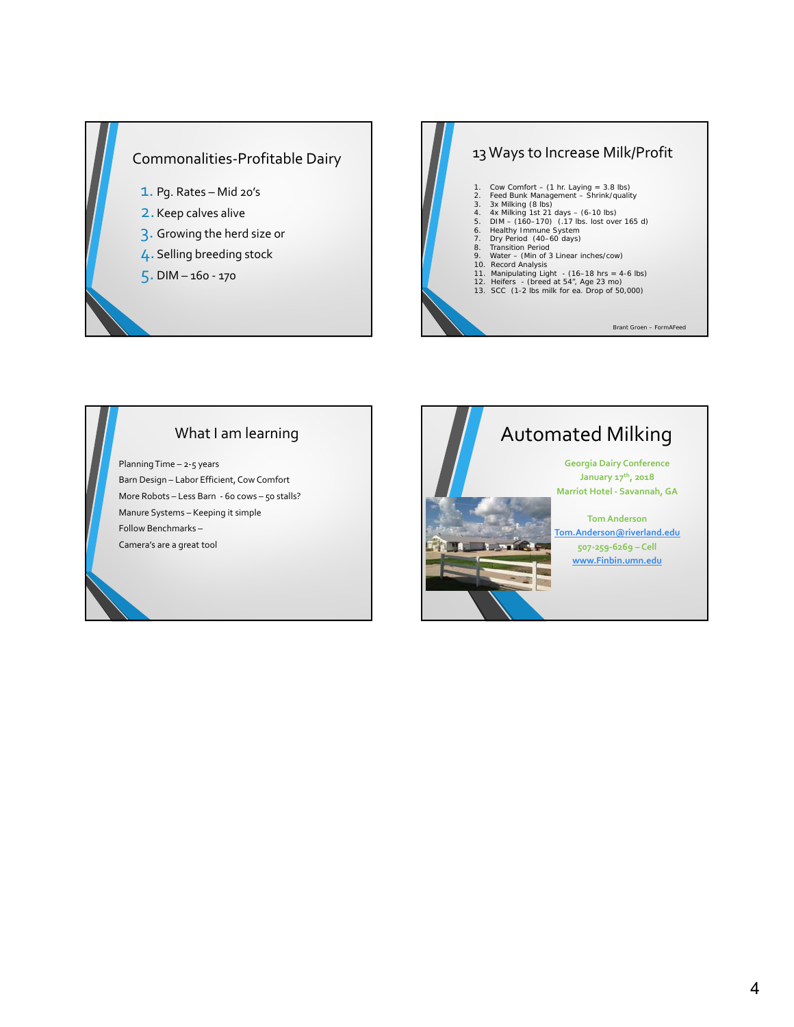## Commonalities-Profitable Dairy

1. Pg. Rates – Mid 20's
2. Keep calves alive
3. Growing the herd size or
4. Selling breeding stock
5. DIM – 160 - 170

## 13 Ways to Increase Milk/Profit

1. Cow Comfort – (1 hr. Laying = 3.8 lbs)
2. Feed Bunk Management – Shrink/quality
3. 3x Milking (8 lbs)
4. 4x Milking 1st 21 days – (6-10 lbs)
5. DIM – (160-170) (.17 lbs. lost over 165 d)
6. Healthy Immune System
7. Dry Period (40-60 days)
8. Transition Period
9. Water – (Min of 3 Linear inches/cow)
10. Record Analysis
11. Manipulating Light - (16-18 hrs = 4-6 lbs)
12. Heifers - (breed at 54", Age 23 mo)
13. SCC (1-2 lbs milk for ea. Drop of 50,000)

Brant Groen – FormAFeed

## What I am learning

Planning Time – 2-5 years

Barn Design – Labor Efficient, Cow Comfort

More Robots – Less Barn - 60 cows – 50 stalls?

Manure Systems – Keeping it simple

Follow Benchmarks –

Camera's are a great tool

## Automated Milking

Georgia Dairy Conference

January 17th, 2018

Marriot Hotel - Savannah, GA

Tom Anderson

Tom.Anderson@riverland.edu

507-259-6269 – Cell

www.Finbin.umn.edu